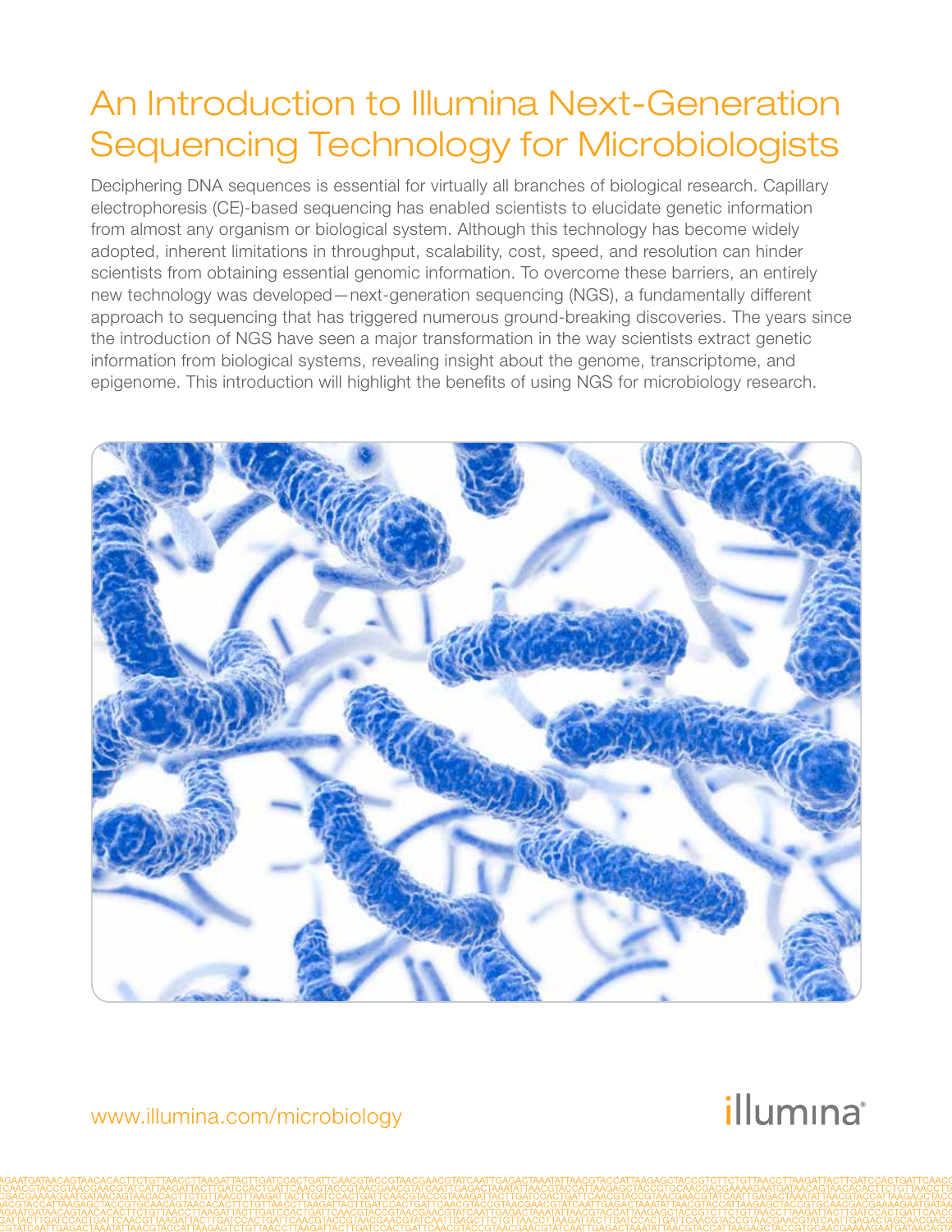# An Introduction to Illumina Next-Generation Sequencing Technology for Microbiologists

Deciphering DNA sequences is essential for virtually all branches of biological research. Capillary electrophoresis (CE)-based sequencing has enabled scientists to elucidate genetic information from almost any organism or biological system. Although this technology has become widely adopted, inherent limitations in throughput, scalability, cost, speed, and resolution can hinder scientists from obtaining essential genomic information. To overcome these barriers, an entirely new technology was developed—next-generation sequencing (NGS), a fundamentally different approach to sequencing that has triggered numerous ground-breaking discoveries. The years since the introduction of NGS have seen a major transformation in the way scientists extract genetic information from biological systems, revealing insight about the genome, transcriptome, and epigenome. This introduction will highlight the benefits of using NGS for microbiology research.

www.illumina.com/microbiology

illumina®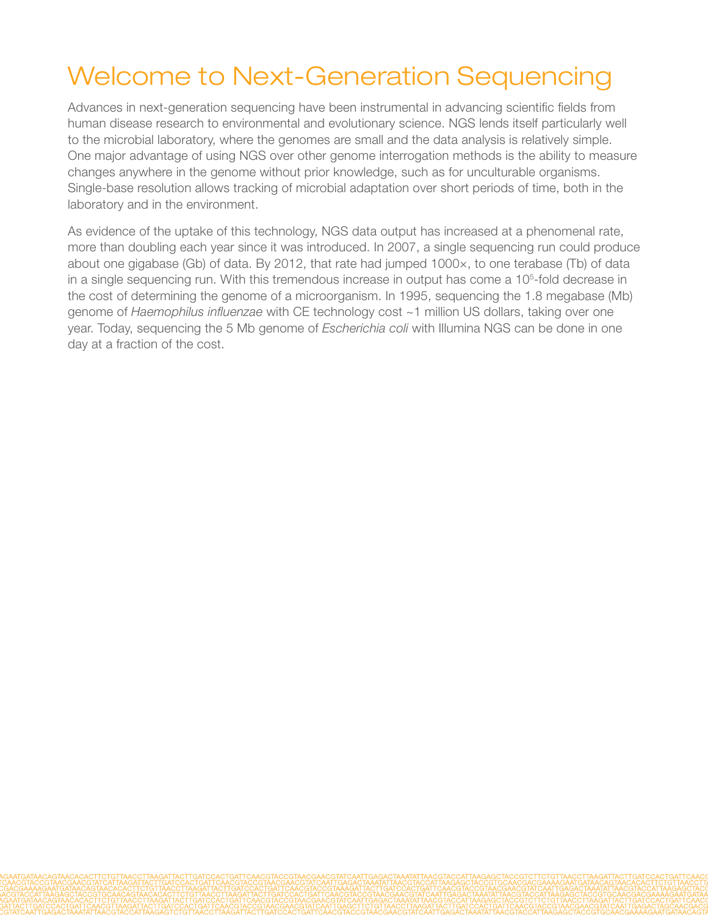# Welcome to Next-Generation Sequencing

Advances in next-generation sequencing have been instrumental in advancing scientific fields from human disease research to environmental and evolutionary science. NGS lends itself particularly well to the microbial laboratory, where the genomes are small and the data analysis is relatively simple. One major advantage of using NGS over other genome interrogation methods is the ability to measure changes anywhere in the genome without prior knowledge, such as for unculturable organisms. Single-base resolution allows tracking of microbial adaptation over short periods of time, both in the laboratory and in the environment.

As evidence of the uptake of this technology, NGS data output has increased at a phenomenal rate, more than doubling each year since it was introduced. In 2007, a single sequencing run could produce about one gigabase (Gb) of data. By 2012, that rate had jumped 1000×, to one terabase (Tb) of data in a single sequencing run. With this tremendous increase in output has come a $10^5$-fold decrease in the cost of determining the genome of a microorganism. In 1995, sequencing the 1.8 megabase (Mb) genome of *Haemophilus influenzae* with CE technology cost ~1 million US dollars, taking over one year. Today, sequencing the 5 Mb genome of *Escherichia coli* with Illumina NGS can be done in one day at a fraction of the cost.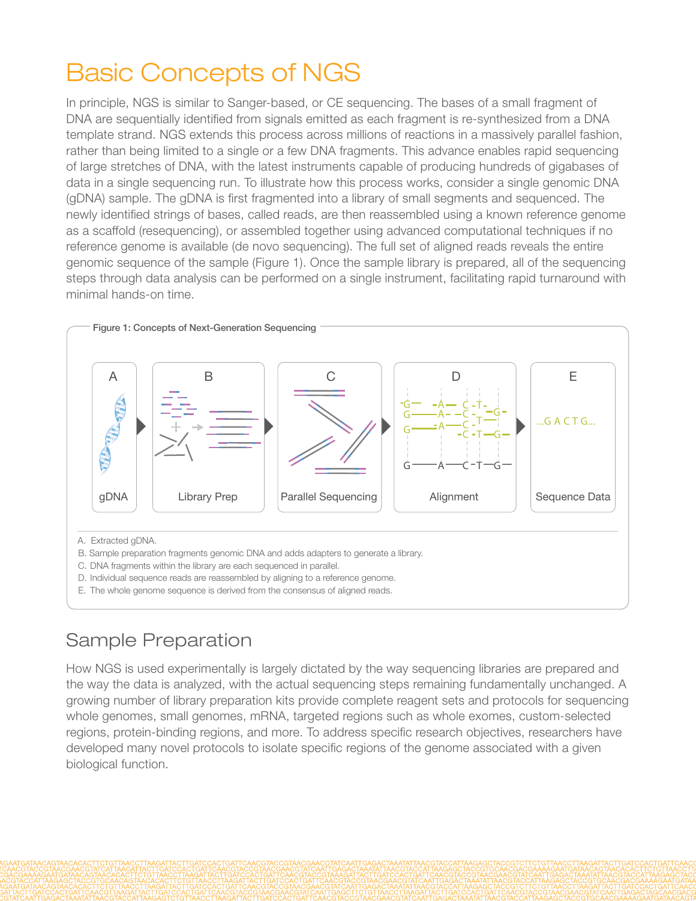# Basic Concepts of NGS

In principle, NGS is similar to Sanger-based, or CE sequencing. The bases of a small fragment of DNA are sequentially identified from signals emitted as each fragment is re-synthesized from a DNA template strand. NGS extends this process across millions of reactions in a massively parallel fashion, rather than being limited to a single or a few DNA fragments. This advance enables rapid sequencing of large stretches of DNA, with the latest instruments capable of producing hundreds of gigabases of data in a single sequencing run. To illustrate how this process works, consider a single genomic DNA (gDNA) sample. The gDNA is first fragmented into a library of small segments and sequenced. The newly identified strings of bases, called reads, are then reassembled using a known reference genome as a scaffold (resequencing), or assembled together using advanced computational techniques if no reference genome is available (de novo sequencing). The full set of aligned reads reveals the entire genomic sequence of the sample (Figure 1). Once the sample library is prepared, all of the sequencing steps through data analysis can be performed on a single instrument, facilitating rapid turnaround with minimal hands-on time.

**Figure 1: Concepts of Next-Generation Sequencing**

A — gDNA; B — Library Prep; C — Parallel Sequencing; D — Alignment; E — Sequence Data (...G A C T G...)

A. Extracted gDNA.
B. Sample preparation fragments genomic DNA and adds adapters to generate a library.
C. DNA fragments within the library are each sequenced in parallel.
D. Individual sequence reads are reassembled by aligning to a reference genome.
E. The whole genome sequence is derived from the consensus of aligned reads.

## Sample Preparation

How NGS is used experimentally is largely dictated by the way sequencing libraries are prepared and the way the data is analyzed, with the actual sequencing steps remaining fundamentally unchanged. A growing number of library preparation kits provide complete reagent sets and protocols for sequencing whole genomes, small genomes, mRNA, targeted regions such as whole exomes, custom-selected regions, protein-binding regions, and more. To address specific research objectives, researchers have developed many novel protocols to isolate specific regions of the genome associated with a given biological function.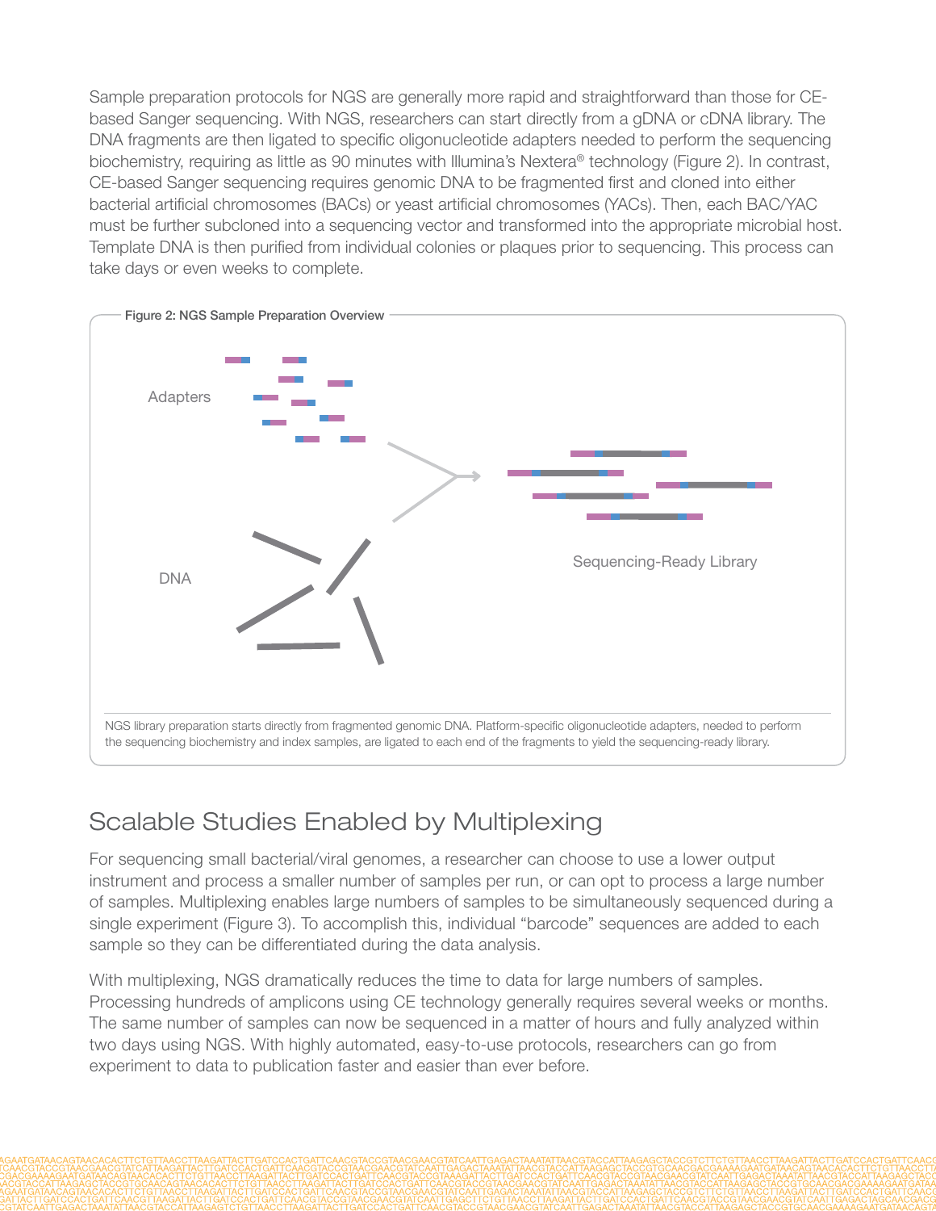Sample preparation protocols for NGS are generally more rapid and straightforward than those for CE-based Sanger sequencing. With NGS, researchers can start directly from a gDNA or cDNA library. The DNA fragments are then ligated to specific oligonucleotide adapters needed to perform the sequencing biochemistry, requiring as little as 90 minutes with Illumina's Nextera® technology (Figure 2). In contrast, CE-based Sanger sequencing requires genomic DNA to be fragmented first and cloned into either bacterial artificial chromosomes (BACs) or yeast artificial chromosomes (YACs). Then, each BAC/YAC must be further subcloned into a sequencing vector and transformed into the appropriate microbial host. Template DNA is then purified from individual colonies or plaques prior to sequencing. This process can take days or even weeks to complete.

Figure 2: NGS Sample Preparation Overview

Adapters

DNA

Sequencing-Ready Library

NGS library preparation starts directly from fragmented genomic DNA. Platform-specific oligonucleotide adapters, needed to perform the sequencing biochemistry and index samples, are ligated to each end of the fragments to yield the sequencing-ready library.

## Scalable Studies Enabled by Multiplexing

For sequencing small bacterial/viral genomes, a researcher can choose to use a lower output instrument and process a smaller number of samples per run, or can opt to process a large number of samples. Multiplexing enables large numbers of samples to be simultaneously sequenced during a single experiment (Figure 3). To accomplish this, individual "barcode" sequences are added to each sample so they can be differentiated during the data analysis.

With multiplexing, NGS dramatically reduces the time to data for large numbers of samples. Processing hundreds of amplicons using CE technology generally requires several weeks or months. The same number of samples can now be sequenced in a matter of hours and fully analyzed within two days using NGS. With highly automated, easy-to-use protocols, researchers can go from experiment to data to publication faster and easier than ever before.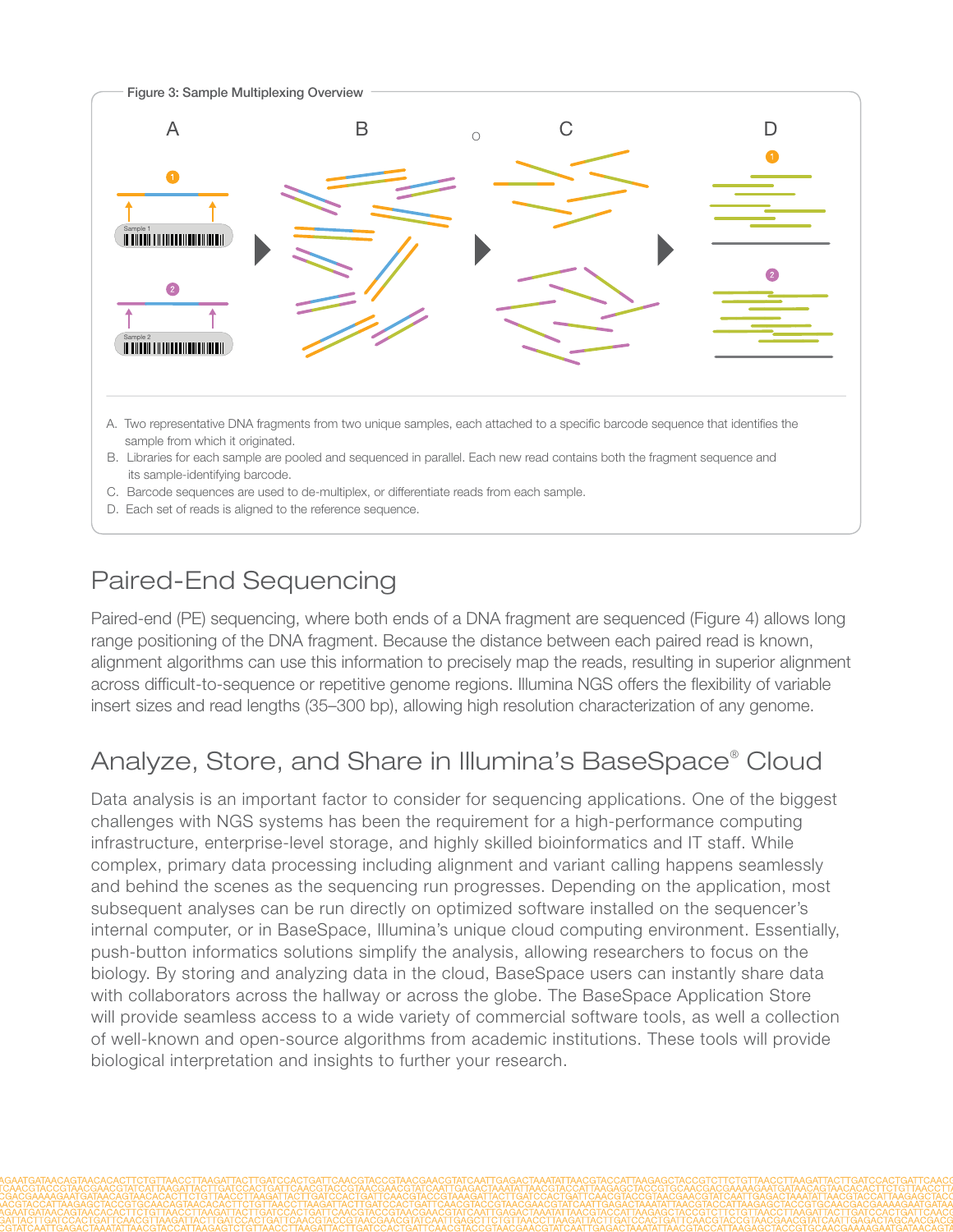Figure 3: Sample Multiplexing Overview

A. Two representative DNA fragments from two unique samples, each attached to a specific barcode sequence that identifies the sample from which it originated.
B. Libraries for each sample are pooled and sequenced in parallel. Each new read contains both the fragment sequence and its sample-identifying barcode.
C. Barcode sequences are used to de-multiplex, or differentiate reads from each sample.
D. Each set of reads is aligned to the reference sequence.

## Paired-End Sequencing

Paired-end (PE) sequencing, where both ends of a DNA fragment are sequenced (Figure 4) allows long range positioning of the DNA fragment. Because the distance between each paired read is known, alignment algorithms can use this information to precisely map the reads, resulting in superior alignment across difficult-to-sequence or repetitive genome regions. Illumina NGS offers the flexibility of variable insert sizes and read lengths (35–300 bp), allowing high resolution characterization of any genome.

## Analyze, Store, and Share in Illumina's BaseSpace® Cloud

Data analysis is an important factor to consider for sequencing applications. One of the biggest challenges with NGS systems has been the requirement for a high-performance computing infrastructure, enterprise-level storage, and highly skilled bioinformatics and IT staff. While complex, primary data processing including alignment and variant calling happens seamlessly and behind the scenes as the sequencing run progresses. Depending on the application, most subsequent analyses can be run directly on optimized software installed on the sequencer's internal computer, or in BaseSpace, Illumina's unique cloud computing environment. Essentially, push-button informatics solutions simplify the analysis, allowing researchers to focus on the biology. By storing and analyzing data in the cloud, BaseSpace users can instantly share data with collaborators across the hallway or across the globe. The BaseSpace Application Store will provide seamless access to a wide variety of commercial software tools, as well a collection of well-known and open-source algorithms from academic institutions. These tools will provide biological interpretation and insights to further your research.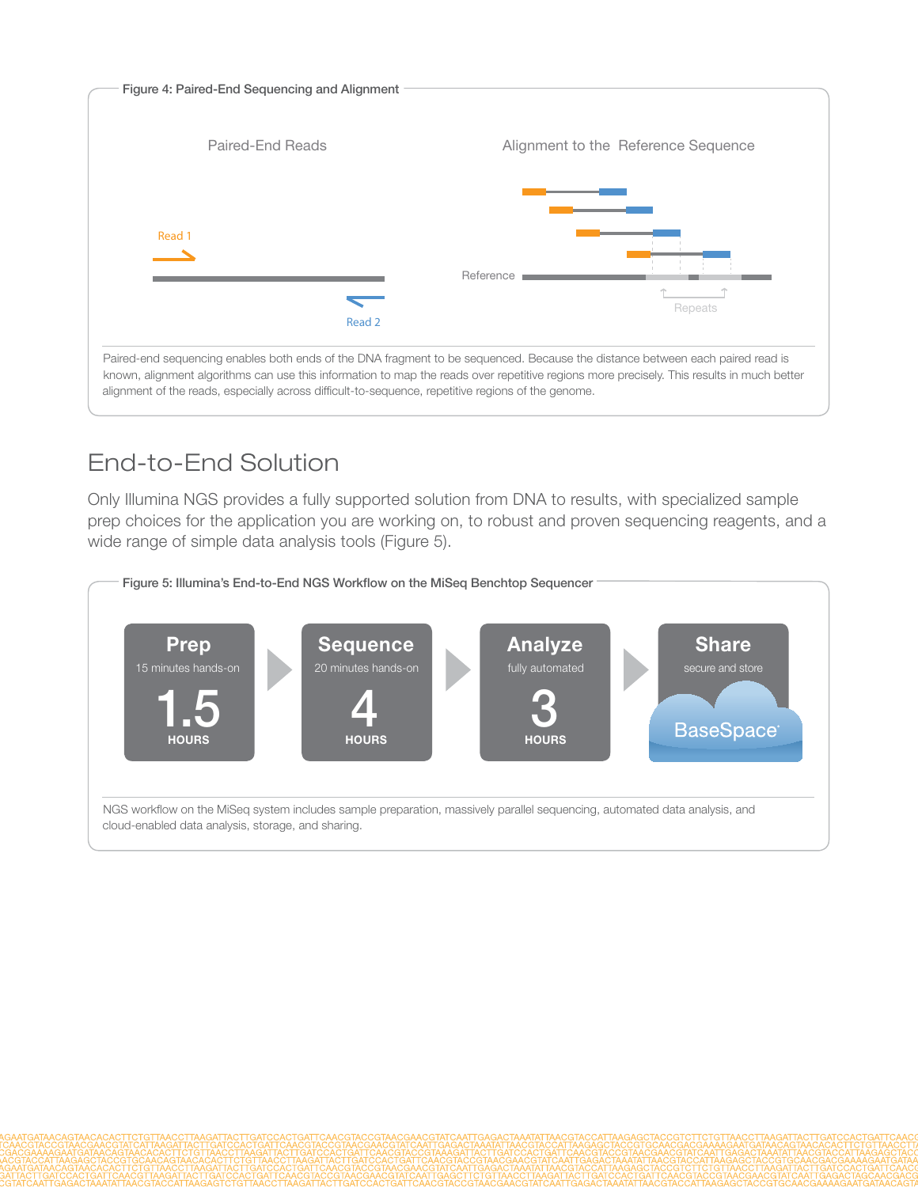**Figure 4: Paired-End Sequencing and Alignment**

Paired-End Reads

Read 1

Read 2

Alignment to the Reference Sequence

Reference

Repeats

Paired-end sequencing enables both ends of the DNA fragment to be sequenced. Because the distance between each paired read is known, alignment algorithms can use this information to map the reads over repetitive regions more precisely. This results in much better alignment of the reads, especially across difficult-to-sequence, repetitive regions of the genome.

## End-to-End Solution

Only Illumina NGS provides a fully supported solution from DNA to results, with specialized sample prep choices for the application you are working on, to robust and proven sequencing reagents, and a wide range of simple data analysis tools (Figure 5).

**Figure 5: Illumina's End-to-End NGS Workflow on the MiSeq Benchtop Sequencer**

**Prep** — 15 minutes hands-on — 1.5 HOURS

**Sequence** — 20 minutes hands-on — 4 HOURS

**Analyze** — fully automated — 3 HOURS

**Share** — secure and store — BaseSpace

NGS workflow on the MiSeq system includes sample preparation, massively parallel sequencing, automated data analysis, and cloud-enabled data analysis, storage, and sharing.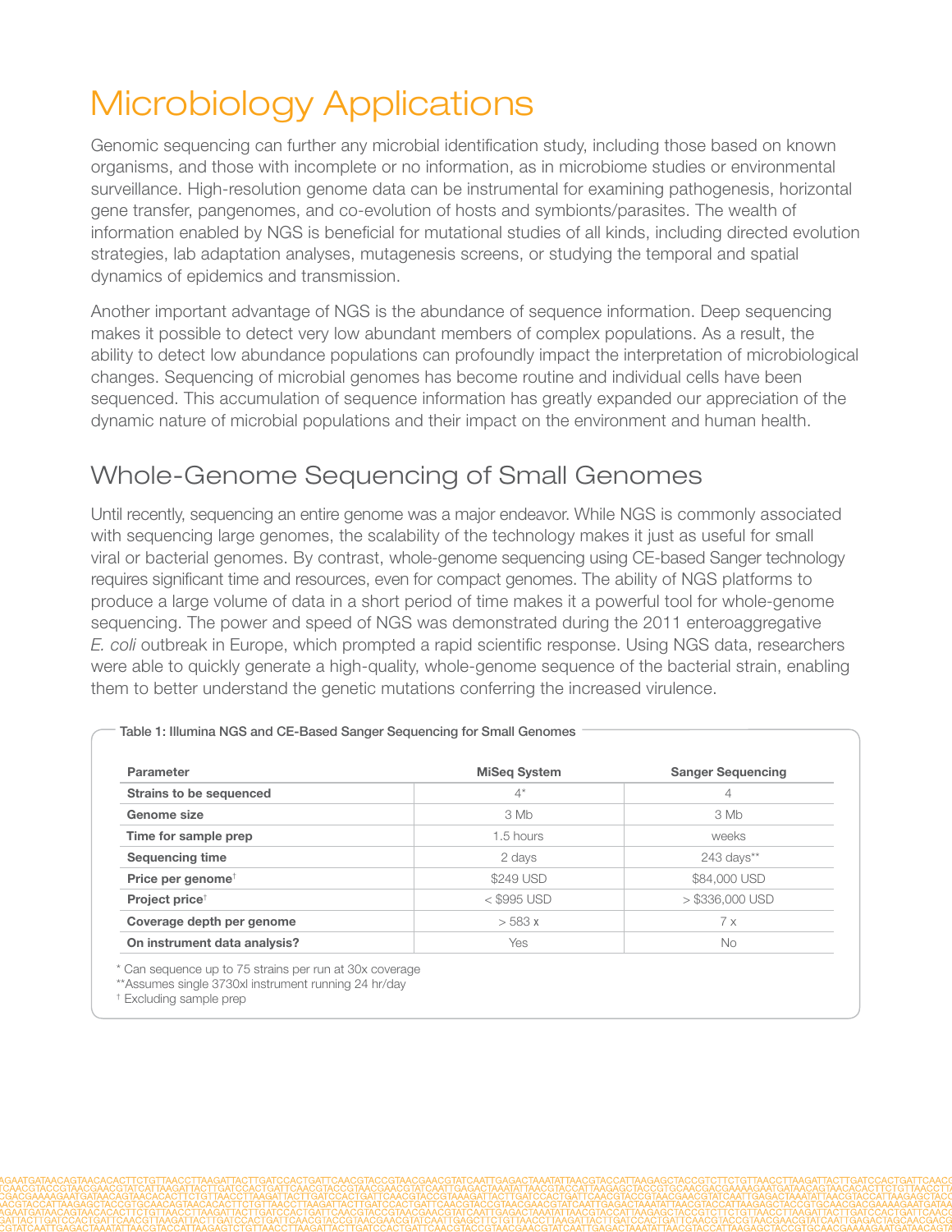# Microbiology Applications

Genomic sequencing can further any microbial identification study, including those based on known organisms, and those with incomplete or no information, as in microbiome studies or environmental surveillance. High-resolution genome data can be instrumental for examining pathogenesis, horizontal gene transfer, pangenomes, and co-evolution of hosts and symbionts/parasites. The wealth of information enabled by NGS is beneficial for mutational studies of all kinds, including directed evolution strategies, lab adaptation analyses, mutagenesis screens, or studying the temporal and spatial dynamics of epidemics and transmission.

Another important advantage of NGS is the abundance of sequence information. Deep sequencing makes it possible to detect very low abundant members of complex populations. As a result, the ability to detect low abundance populations can profoundly impact the interpretation of microbiological changes. Sequencing of microbial genomes has become routine and individual cells have been sequenced. This accumulation of sequence information has greatly expanded our appreciation of the dynamic nature of microbial populations and their impact on the environment and human health.

## Whole-Genome Sequencing of Small Genomes

Until recently, sequencing an entire genome was a major endeavor. While NGS is commonly associated with sequencing large genomes, the scalability of the technology makes it just as useful for small viral or bacterial genomes. By contrast, whole-genome sequencing using CE-based Sanger technology requires significant time and resources, even for compact genomes. The ability of NGS platforms to produce a large volume of data in a short period of time makes it a powerful tool for whole-genome sequencing. The power and speed of NGS was demonstrated during the 2011 enteroaggregative *E. coli* outbreak in Europe, which prompted a rapid scientific response. Using NGS data, researchers were able to quickly generate a high-quality, whole-genome sequence of the bacterial strain, enabling them to better understand the genetic mutations conferring the increased virulence.

**Table 1: Illumina NGS and CE-Based Sanger Sequencing for Small Genomes**

| Parameter | MiSeq System | Sanger Sequencing |
|---|---|---|
| **Strains to be sequenced** | 4* | 4 |
| **Genome size** | 3 Mb | 3 Mb |
| **Time for sample prep** | 1.5 hours | weeks |
| **Sequencing time** | 2 days | 243 days** |
| **Price per genome**† | $249 USD | $84,000 USD |
| **Project price**† | < $995 USD | > $336,000 USD |
| **Coverage depth per genome** | > 583 x | 7 x |
| **On instrument data analysis?** | Yes | No |

\* Can sequence up to 75 strains per run at 30x coverage
\*\*Assumes single 3730xl instrument running 24 hr/day
† Excluding sample prep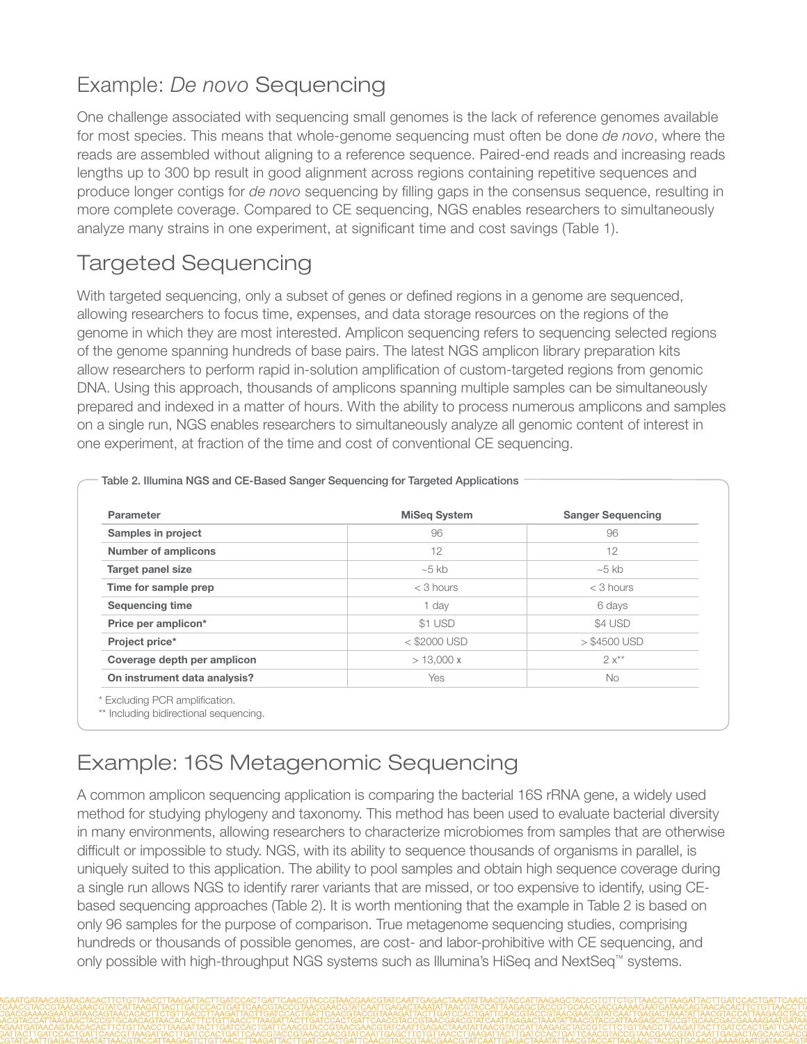## Example: *De novo* Sequencing

One challenge associated with sequencing small genomes is the lack of reference genomes available for most species. This means that whole-genome sequencing must often be done *de novo*, where the reads are assembled without aligning to a reference sequence. Paired-end reads and increasing reads lengths up to 300 bp result in good alignment across regions containing repetitive sequences and produce longer contigs for *de novo* sequencing by filling gaps in the consensus sequence, resulting in more complete coverage. Compared to CE sequencing, NGS enables researchers to simultaneously analyze many strains in one experiment, at significant time and cost savings (Table 1).

## Targeted Sequencing

With targeted sequencing, only a subset of genes or defined regions in a genome are sequenced, allowing researchers to focus time, expenses, and data storage resources on the regions of the genome in which they are most interested. Amplicon sequencing refers to sequencing selected regions of the genome spanning hundreds of base pairs. The latest NGS amplicon library preparation kits allow researchers to perform rapid in-solution amplification of custom-targeted regions from genomic DNA. Using this approach, thousands of amplicons spanning multiple samples can be simultaneously prepared and indexed in a matter of hours. With the ability to process numerous amplicons and samples on a single run, NGS enables researchers to simultaneously analyze all genomic content of interest in one experiment, at fraction of the time and cost of conventional CE sequencing.

**Table 2. Illumina NGS and CE-Based Sanger Sequencing for Targeted Applications**

| Parameter | MiSeq System | Sanger Sequencing |
|---|---|---|
| **Samples in project** | 96 | 96 |
| **Number of amplicons** | 12 | 12 |
| **Target panel size** | ~5 kb | ~5 kb |
| **Time for sample prep** | < 3 hours | < 3 hours |
| **Sequencing time** | 1 day | 6 days |
| **Price per amplicon*** | $1 USD | $4 USD |
| **Project price*** | < $2000 USD | > $4500 USD |
| **Coverage depth per amplicon** | > 13,000 x | 2 x** |
| **On instrument data analysis?** | Yes | No |

\* Excluding PCR amplification.
\*\* Including bidirectional sequencing.

## Example: 16S Metagenomic Sequencing

A common amplicon sequencing application is comparing the bacterial 16S rRNA gene, a widely used method for studying phylogeny and taxonomy. This method has been used to evaluate bacterial diversity in many environments, allowing researchers to characterize microbiomes from samples that are otherwise difficult or impossible to study. NGS, with its ability to sequence thousands of organisms in parallel, is uniquely suited to this application. The ability to pool samples and obtain high sequence coverage during a single run allows NGS to identify rarer variants that are missed, or too expensive to identify, using CE-based sequencing approaches (Table 2). It is worth mentioning that the example in Table 2 is based on only 96 samples for the purpose of comparison. True metagenome sequencing studies, comprising hundreds or thousands of possible genomes, are cost- and labor-prohibitive with CE sequencing, and only possible with high-throughput NGS systems such as Illumina's HiSeq and NextSeq™ systems.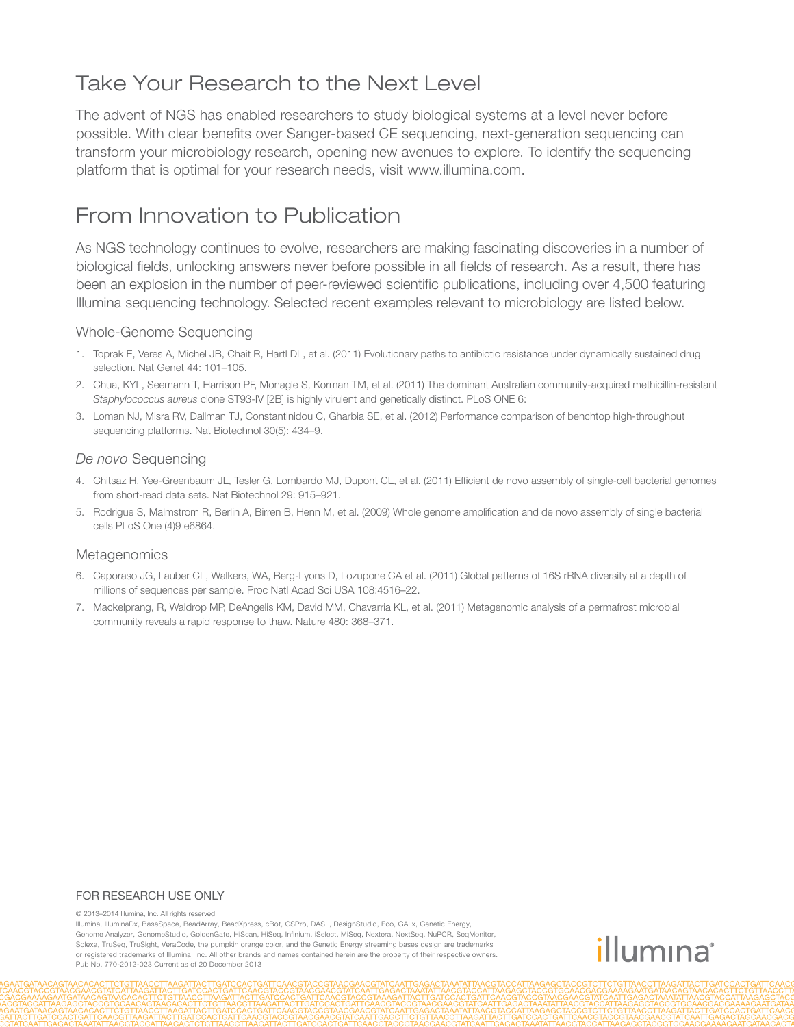## Take Your Research to the Next Level

The advent of NGS has enabled researchers to study biological systems at a level never before possible. With clear benefits over Sanger-based CE sequencing, next-generation sequencing can transform your microbiology research, opening new avenues to explore. To identify the sequencing platform that is optimal for your research needs, visit www.illumina.com.

## From Innovation to Publication

As NGS technology continues to evolve, researchers are making fascinating discoveries in a number of biological fields, unlocking answers never before possible in all fields of research. As a result, there has been an explosion in the number of peer-reviewed scientific publications, including over 4,500 featuring Illumina sequencing technology. Selected recent examples relevant to microbiology are listed below.

### Whole-Genome Sequencing

1. Toprak E, Veres A, Michel JB, Chait R, Hartl DL, et al. (2011) Evolutionary paths to antibiotic resistance under dynamically sustained drug selection. Nat Genet 44: 101–105.
2. Chua, KYL, Seemann T, Harrison PF, Monagle S, Korman TM, et al. (2011) The dominant Australian community-acquired methicillin-resistant *Staphylococcus aureus* clone ST93-IV [2B] is highly virulent and genetically distinct. PLoS ONE 6:
3. Loman NJ, Misra RV, Dallman TJ, Constantinidou C, Gharbia SE, et al. (2012) Performance comparison of benchtop high-throughput sequencing platforms. Nat Biotechnol 30(5): 434–9.

### *De novo* Sequencing

4. Chitsaz H, Yee-Greenbaum JL, Tesler G, Lombardo MJ, Dupont CL, et al. (2011) Efficient de novo assembly of single-cell bacterial genomes from short-read data sets. Nat Biotechnol 29: 915–921.
5. Rodrigue S, Malmstrom R, Berlin A, Birren B, Henn M, et al. (2009) Whole genome amplification and de novo assembly of single bacterial cells PLoS One (4)9 e6864.

### Metagenomics

6. Caporaso JG, Lauber CL, Walkers, WA, Berg-Lyons D, Lozupone CA et al. (2011) Global patterns of 16S rRNA diversity at a depth of millions of sequences per sample. Proc Natl Acad Sci USA 108:4516–22.
7. Mackelprang, R, Waldrop MP, DeAngelis KM, David MM, Chavarria KL, et al. (2011) Metagenomic analysis of a permafrost microbial community reveals a rapid response to thaw. Nature 480: 368–371.

FOR RESEARCH USE ONLY

© 2013–2014 Illumina, Inc. All rights reserved.
Illumina, IlluminaDx, BaseSpace, BeadArray, BeadXpress, cBot, CSPro, DASL, DesignStudio, Eco, GAIIx, Genetic Energy, Genome Analyzer, GenomeStudio, GoldenGate, HiScan, HiSeq, Infinium, iSelect, MiSeq, Nextera, NextSeq, NuPCR, SeqMonitor, Solexa, TruSeq, TruSight, VeraCode, the pumpkin orange color, and the Genetic Energy streaming bases design are trademarks or registered trademarks of Illumina, Inc. All other brands and names contained herein are the property of their respective owners.
Pub No. 770-2012-023 Current as of 20 December 2013

illumina®